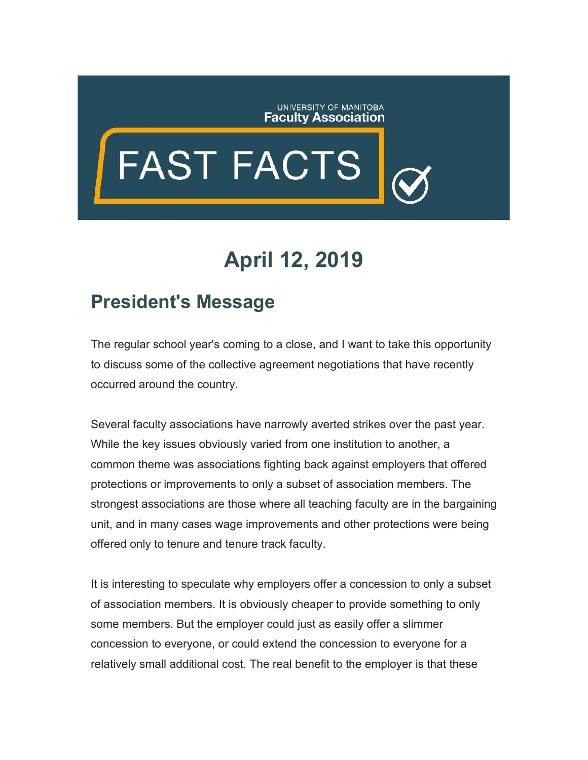UNIVERSITY OF MANITOBA
**Faculty Association**

# FAST FACTS

# April 12, 2019

## President's Message

The regular school year's coming to a close, and I want to take this opportunity to discuss some of the collective agreement negotiations that have recently occurred around the country.

Several faculty associations have narrowly averted strikes over the past year. While the key issues obviously varied from one institution to another, a common theme was associations fighting back against employers that offered protections or improvements to only a subset of association members. The strongest associations are those where all teaching faculty are in the bargaining unit, and in many cases wage improvements and other protections were being offered only to tenure and tenure track faculty.

It is interesting to speculate why employers offer a concession to only a subset of association members. It is obviously cheaper to provide something to only some members. But the employer could just as easily offer a slimmer concession to everyone, or could extend the concession to everyone for a relatively small additional cost. The real benefit to the employer is that these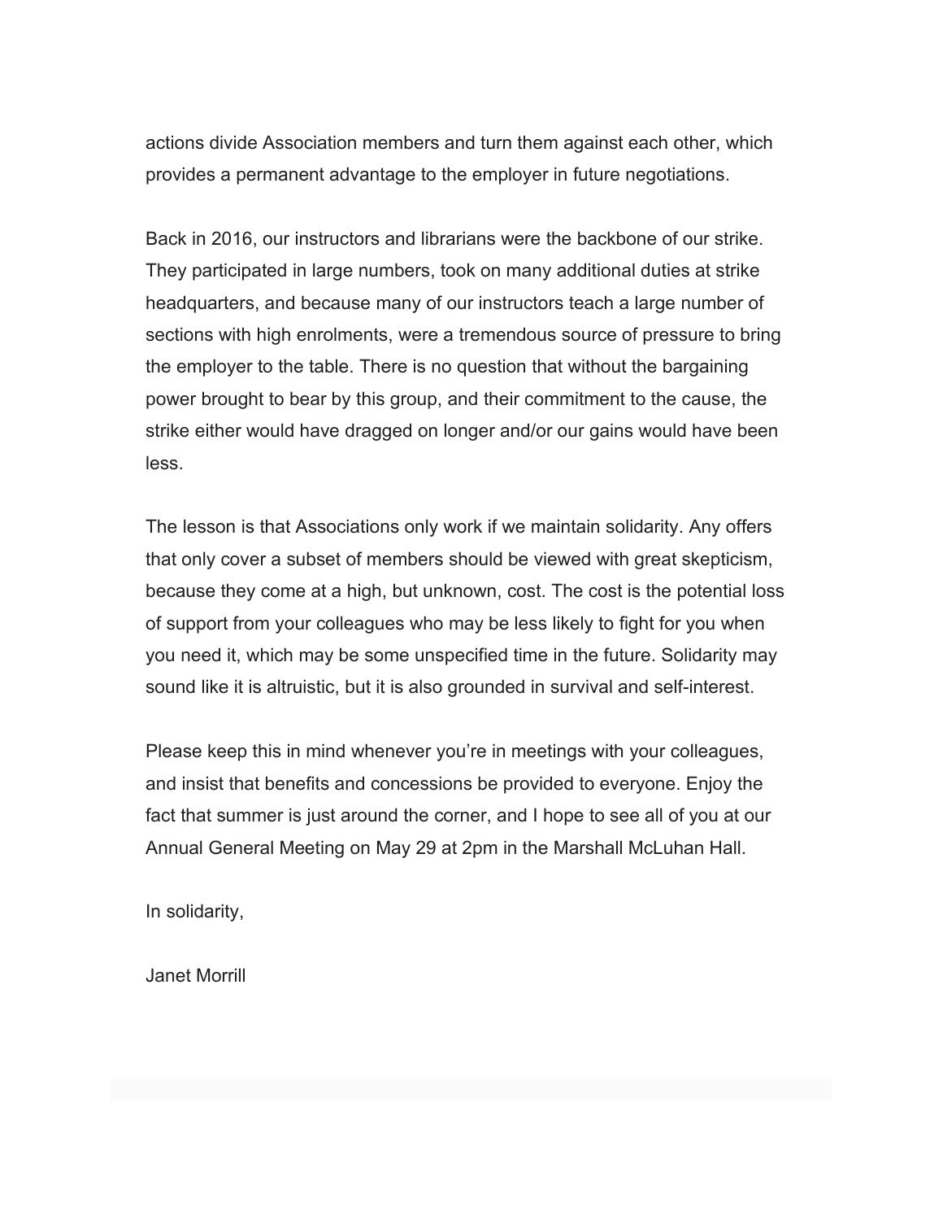actions divide Association members and turn them against each other, which provides a permanent advantage to the employer in future negotiations.

Back in 2016, our instructors and librarians were the backbone of our strike. They participated in large numbers, took on many additional duties at strike headquarters, and because many of our instructors teach a large number of sections with high enrolments, were a tremendous source of pressure to bring the employer to the table. There is no question that without the bargaining power brought to bear by this group, and their commitment to the cause, the strike either would have dragged on longer and/or our gains would have been less.

The lesson is that Associations only work if we maintain solidarity. Any offers that only cover a subset of members should be viewed with great skepticism, because they come at a high, but unknown, cost. The cost is the potential loss of support from your colleagues who may be less likely to fight for you when you need it, which may be some unspecified time in the future. Solidarity may sound like it is altruistic, but it is also grounded in survival and self-interest.

Please keep this in mind whenever you're in meetings with your colleagues, and insist that benefits and concessions be provided to everyone. Enjoy the fact that summer is just around the corner, and I hope to see all of you at our Annual General Meeting on May 29 at 2pm in the Marshall McLuhan Hall.

In solidarity,

Janet Morrill